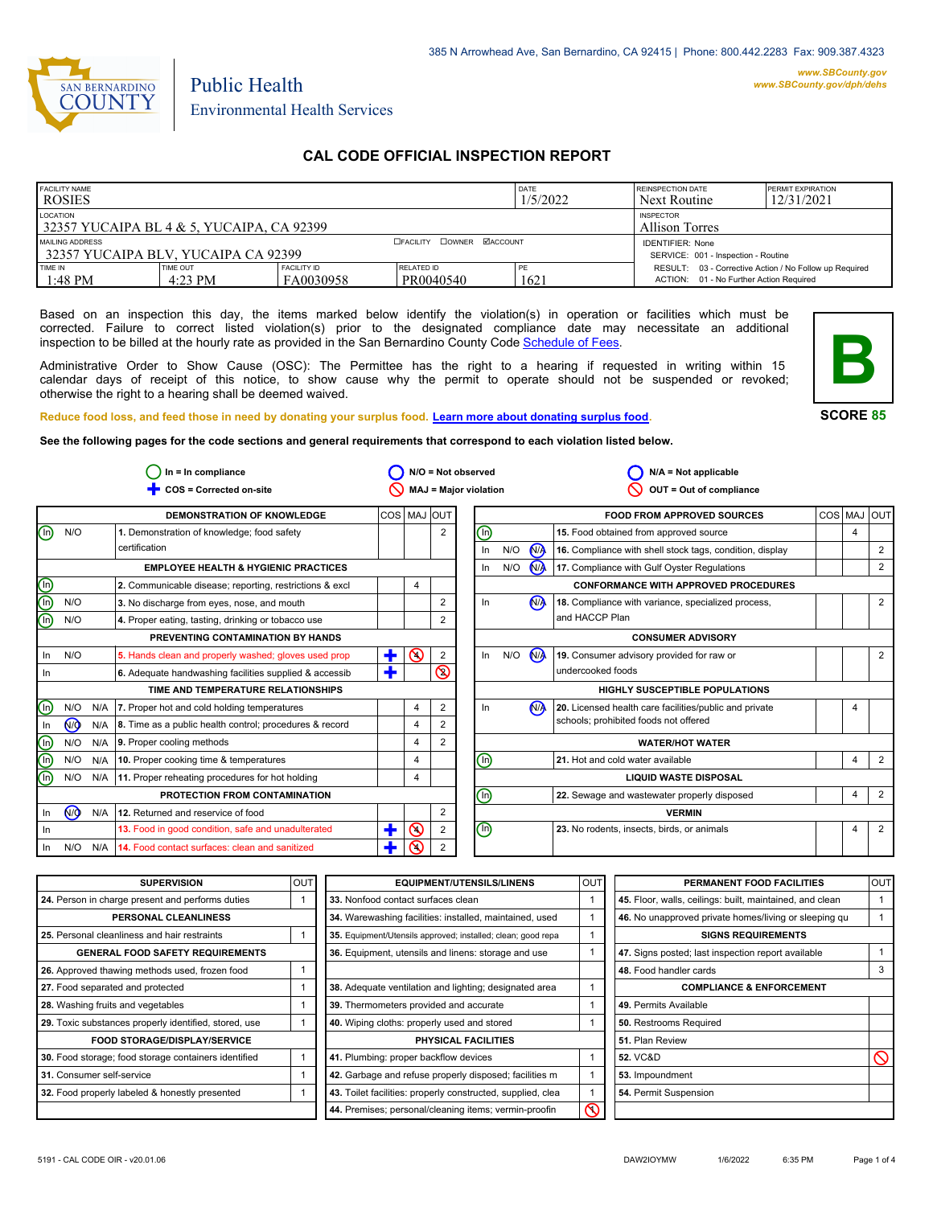385 N Arrowhead Ave, San Bernardino, CA 92415 | Phone: 800.442.2283 Fax: 909.387.4323

www.SBCounty.gov
www.SBCounty.gov/dph/dehs

SAN BERNARDINO COUNTY

Public Health
Environmental Health Services

# CAL CODE OFFICIAL INSPECTION REPORT

| FACILITY NAME | | | | DATE | REINSPECTION DATE | PERMIT EXPIRATION |
|---|---|---|---|---|---|---|
| ROSIES | | | | 1/5/2022 | Next Routine | 12/31/2021 |
| LOCATION: 32357 YUCAIPA BL 4 & 5, YUCAIPA, CA 92399 | | | | | INSPECTOR: Allison Torres | |
| MAILING ADDRESS: 32357 YUCAIPA BLV, YUCAIPA CA 92399 | | ☐FACILITY ☐OWNER ☑ACCOUNT | | | IDENTIFIER: None<br>SERVICE: 001 - Inspection - Routine | |
| TIME IN: 1:48 PM | TIME OUT: 4:23 PM | FACILITY ID: FA0030958 | RELATED ID: PR0040540 | PE: 1621 | RESULT: 03 - Corrective Action / No Follow up Required<br>ACTION: 01 - No Further Action Required | |

Based on an inspection this day, the items marked below identify the violation(s) in operation or facilities which must be corrected. Failure to correct listed violation(s) prior to the designated compliance date may necessitate an additional inspection to be billed at the hourly rate as provided in the San Bernardino County Code Schedule of Fees.

Administrative Order to Show Cause (OSC): The Permittee has the right to a hearing if requested in writing within 15 calendar days of receipt of this notice, to show cause why the permit to operate should not be suspended or revoked; otherwise the right to a hearing shall be deemed waived.

**B**
**SCORE 85**

Reduce food loss, and feed those in need by donating your surplus food. Learn more about donating surplus food.

**See the following pages for the code sections and general requirements that correspond to each violation listed below.**

In = In compliance | N/O = Not observed | N/A = Not applicable | COS = Corrected on-site | MAJ = Major violation | OUT = Out of compliance

| | | | Item | COS | MAJ | OUT |
|---|---|---|---|---|---|---|
| | | | **DEMONSTRATION OF KNOWLEDGE** | | | |
| (In) | N/O | | 1. Demonstration of knowledge; food safety certification | | | 2 |
| | | | **EMPLOYEE HEALTH & HYGIENIC PRACTICES** | | | |
| (In) | | | 2. Communicable disease; reporting, restrictions & excl | | 4 | |
| (In) | N/O | | 3. No discharge from eyes, nose, and mouth | | | 2 |
| (In) | N/O | | 4. Proper eating, tasting, drinking or tobacco use | | | 2 |
| | | | **PREVENTING CONTAMINATION BY HANDS** | | | |
| In | N/O | | 5. Hands clean and properly washed; gloves used prop | + | (4) | 2 |
| In | | | 6. Adequate handwashing facilities supplied & accessib | + | | (2) |
| | | | **TIME AND TEMPERATURE RELATIONSHIPS** | | | |
| (In) | N/O | N/A | 7. Proper hot and cold holding temperatures | | 4 | 2 |
| In | (N/O) | N/A | 8. Time as a public health control; procedures & record | | 4 | 2 |
| (In) | N/O | N/A | 9. Proper cooling methods | | 4 | 2 |
| (In) | N/O | N/A | 10. Proper cooking time & temperatures | | 4 | |
| (In) | N/O | N/A | 11. Proper reheating procedures for hot holding | | 4 | |
| | | | **PROTECTION FROM CONTAMINATION** | | | |
| In | (N/O) | N/A | 12. Returned and reservice of food | | | 2 |
| In | | | 13. Food in good condition, safe and unadulterated | + | (4) | 2 |
| In | N/O | N/A | 14. Food contact surfaces: clean and sanitized | + | (4) | 2 |

| | | | Item | COS | MAJ | OUT |
|---|---|---|---|---|---|---|
| | | | **FOOD FROM APPROVED SOURCES** | | | |
| (In) | | | 15. Food obtained from approved source | | 4 | |
| In | N/O | (N/A) | 16. Compliance with shell stock tags, condition, display | | | 2 |
| In | N/O | (N/A) | 17. Compliance with Gulf Oyster Regulations | | | 2 |
| | | | **CONFORMANCE WITH APPROVED PROCEDURES** | | | |
| In | | (N/A) | 18. Compliance with variance, specialized process, and HACCP Plan | | | 2 |
| | | | **CONSUMER ADVISORY** | | | |
| In | N/O | (N/A) | 19. Consumer advisory provided for raw or undercooked foods | | | 2 |
| | | | **HIGHLY SUSCEPTIBLE POPULATIONS** | | | |
| In | | (N/A) | 20. Licensed health care facilities/public and private schools; prohibited foods not offered | | 4 | |
| | | | **WATER/HOT WATER** | | | |
| (In) | | | 21. Hot and cold water available | | 4 | 2 |
| | | | **LIQUID WASTE DISPOSAL** | | | |
| (In) | | | 22. Sewage and wastewater properly disposed | | 4 | 2 |
| | | | **VERMIN** | | | |
| (In) | | | 23. No rodents, insects, birds, or animals | | 4 | 2 |

| Item | OUT |
|---|---|
| **SUPERVISION** | |
| 24. Person in charge present and performs duties | 1 |
| **PERSONAL CLEANLINESS** | |
| 25. Personal cleanliness and hair restraints | 1 |
| **GENERAL FOOD SAFETY REQUIREMENTS** | |
| 26. Approved thawing methods used, frozen food | 1 |
| 27. Food separated and protected | 1 |
| 28. Washing fruits and vegetables | 1 |
| 29. Toxic substances properly identified, stored, use | 1 |
| **FOOD STORAGE/DISPLAY/SERVICE** | |
| 30. Food storage; food storage containers identified | 1 |
| 31. Consumer self-service | 1 |
| 32. Food properly labeled & honestly presented | 1 |

| Item | OUT |
|---|---|
| **EQUIPMENT/UTENSILS/LINENS** | |
| 33. Nonfood contact surfaces clean | 1 |
| 34. Warewashing facilities: installed, maintained, used | 1 |
| 35. Equipment/Utensils approved; installed; clean; good repa | 1 |
| 36. Equipment, utensils and linens: storage and use | 1 |
| 38. Adequate ventilation and lighting; designated area | 1 |
| 39. Thermometers provided and accurate | 1 |
| 40. Wiping cloths: properly used and stored | 1 |
| **PHYSICAL FACILITIES** | |
| 41. Plumbing: proper backflow devices | 1 |
| 42. Garbage and refuse properly disposed; facilities m | 1 |
| 43. Toilet facilities: properly constructed, supplied, clea | 1 |
| 44. Premises; personal/cleaning items; vermin-proofin | (1) |

| Item | OUT |
|---|---|
| **PERMANENT FOOD FACILITIES** | |
| 45. Floor, walls, ceilings: built, maintained, and clean | 1 |
| 46. No unapproved private homes/living or sleeping qu | 1 |
| **SIGNS REQUIREMENTS** | |
| 47. Signs posted; last inspection report available | 1 |
| 48. Food handler cards | 3 |
| **COMPLIANCE & ENFORCEMENT** | |
| 49. Permits Available | |
| 50. Restrooms Required | |
| 51. Plan Review | |
| 52. VC&D | ⃠ |
| 53. Impoundment | |
| 54. Permit Suspension | |

5191 - CAL CODE OIR - v20.01.06 DAW2IOYMW 1/6/2022 6:35 PM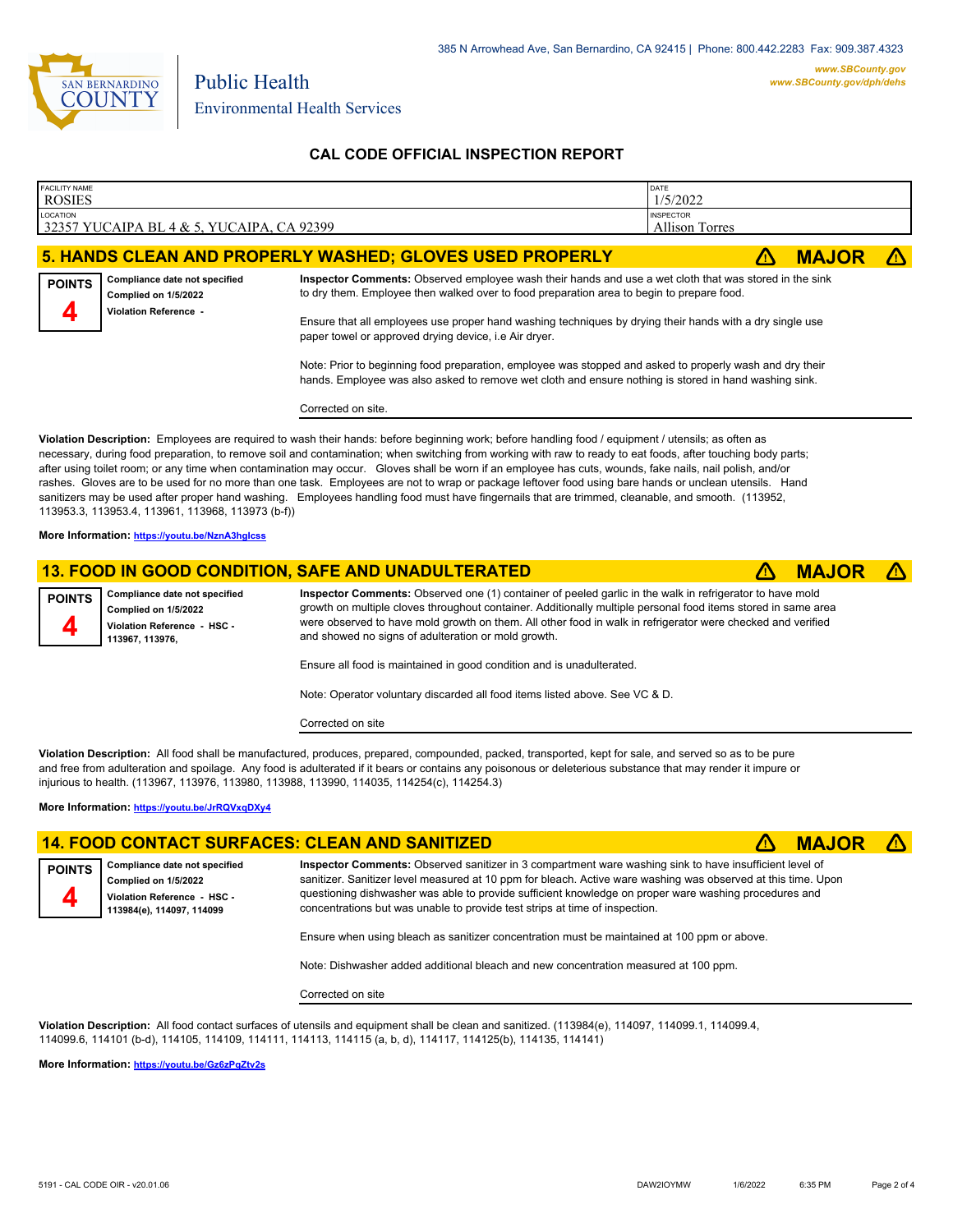## CAL CODE OFFICIAL INSPECTION REPORT

| FACILITY NAME | DATE |
|---|---|
| ROSIES | 1/5/2022 |
| **LOCATION** | **INSPECTOR** |
| 32357 YUCAIPA BL 4 & 5, YUCAIPA, CA 92399 | Allison Torres |

### 5. HANDS CLEAN AND PROPERLY WASHED; GLOVES USED PROPERLY — MAJOR

**POINTS** 4

**Compliance date not specified**
**Complied on 1/5/2022**
**Violation Reference -**

**Inspector Comments:** Observed employee wash their hands and use a wet cloth that was stored in the sink to dry them. Employee then walked over to food preparation area to begin to prepare food.

Ensure that all employees use proper hand washing techniques by drying their hands with a dry single use paper towel or approved drying device, i.e Air dryer.

Note: Prior to beginning food preparation, employee was stopped and asked to properly wash and dry their hands. Employee was also asked to remove wet cloth and ensure nothing is stored in hand washing sink.

Corrected on site.

**Violation Description:** Employees are required to wash their hands: before beginning work; before handling food / equipment / utensils; as often as necessary, during food preparation, to remove soil and contamination; when switching from working with raw to ready to eat foods, after touching body parts; after using toilet room; or any time when contamination may occur. Gloves shall be worn if an employee has cuts, wounds, fake nails, nail polish, and/or rashes. Gloves are to be used for no more than one task. Employees are not to wrap or package leftover food using bare hands or unclean utensils. Hand sanitizers may be used after proper hand washing. Employees handling food must have fingernails that are trimmed, cleanable, and smooth. (113952, 113953.3, 113953.4, 113961, 113968, 113973 (b-f))

**More Information:** https://youtu.be/NznA3hglcss

### 13. FOOD IN GOOD CONDITION, SAFE AND UNADULTERATED — MAJOR

**POINTS** 4

**Compliance date not specified**
**Complied on 1/5/2022**
**Violation Reference - HSC - 113967, 113976,**

**Inspector Comments:** Observed one (1) container of peeled garlic in the walk in refrigerator to have mold growth on multiple cloves throughout container. Additionally multiple personal food items stored in same area were observed to have mold growth on them. All other food in walk in refrigerator were checked and verified and showed no signs of adulteration or mold growth.

Ensure all food is maintained in good condition and is unadulterated.

Note: Operator voluntary discarded all food items listed above. See VC & D.

Corrected on site

**Violation Description:** All food shall be manufactured, produces, prepared, compounded, packed, transported, kept for sale, and served so as to be pure and free from adulteration and spoilage. Any food is adulterated if it bears or contains any poisonous or deleterious substance that may render it impure or injurious to health. (113967, 113976, 113980, 113988, 113990, 114035, 114254(c), 114254.3)

**More Information:** https://youtu.be/JrRQVxqDXy4

### 14. FOOD CONTACT SURFACES: CLEAN AND SANITIZED — MAJOR

**POINTS** 4

**Compliance date not specified**
**Complied on 1/5/2022**
**Violation Reference - HSC - 113984(e), 114097, 114099**

**Inspector Comments:** Observed sanitizer in 3 compartment ware washing sink to have insufficient level of sanitizer. Sanitizer level measured at 10 ppm for bleach. Active ware washing was observed at this time. Upon questioning dishwasher was able to provide sufficient knowledge on proper ware washing procedures and concentrations but was unable to provide test strips at time of inspection.

Ensure when using bleach as sanitizer concentration must be maintained at 100 ppm or above.

Note: Dishwasher added additional bleach and new concentration measured at 100 ppm.

Corrected on site

**Violation Description:** All food contact surfaces of utensils and equipment shall be clean and sanitized. (113984(e), 114097, 114099.1, 114099.4, 114099.6, 114101 (b-d), 114105, 114109, 114111, 114113, 114115 (a, b, d), 114117, 114125(b), 114135, 114141)

**More Information:** https://youtu.be/Gz6zPqZtv2s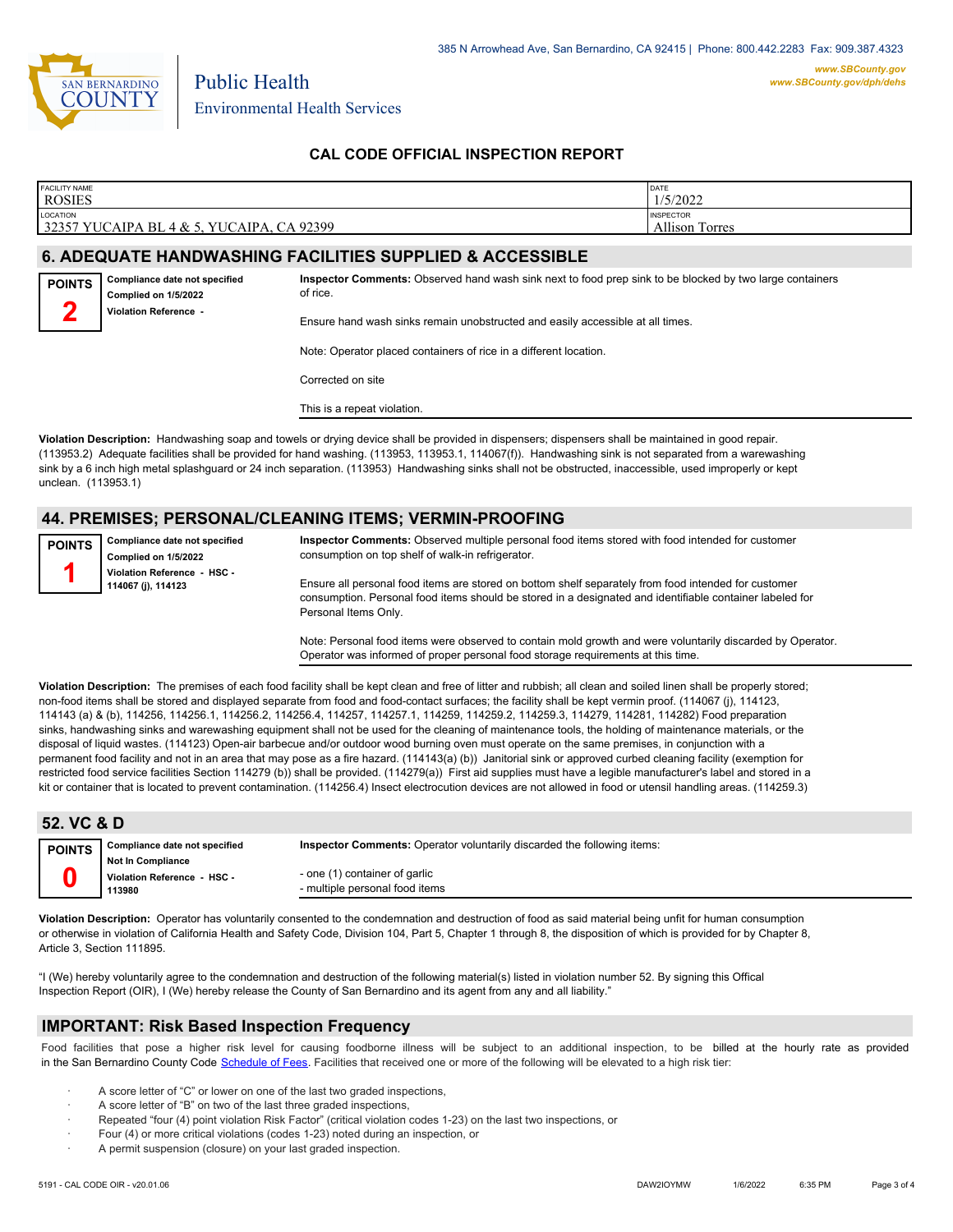## CAL CODE OFFICIAL INSPECTION REPORT

| FACILITY NAME | DATE |
| --- | --- |
| ROSIES | 1/5/2022 |
| LOCATION | INSPECTOR |
| 32357 YUCAIPA BL 4 & 5, YUCAIPA, CA 92399 | Allison Torres |

### 6. ADEQUATE HANDWASHING FACILITIES SUPPLIED & ACCESSIBLE

**POINTS 2**

**Compliance date not specified**
**Complied on 1/5/2022**
**Violation Reference -**

**Inspector Comments:** Observed hand wash sink next to food prep sink to be blocked by two large containers of rice.

Ensure hand wash sinks remain unobstructed and easily accessible at all times.

Note: Operator placed containers of rice in a different location.

Corrected on site

This is a repeat violation.

**Violation Description:** Handwashing soap and towels or drying device shall be provided in dispensers; dispensers shall be maintained in good repair. (113953.2) Adequate facilities shall be provided for hand washing. (113953, 113953.1, 114067(f)). Handwashing sink is not separated from a warewashing sink by a 6 inch high metal splashguard or 24 inch separation. (113953) Handwashing sinks shall not be obstructed, inaccessible, used improperly or kept unclean. (113953.1)

### 44. PREMISES; PERSONAL/CLEANING ITEMS; VERMIN-PROOFING

**POINTS 1**

**Compliance date not specified**
**Complied on 1/5/2022**
**Violation Reference - HSC - 114067 (j), 114123**

**Inspector Comments:** Observed multiple personal food items stored with food intended for customer consumption on top shelf of walk-in refrigerator.

Ensure all personal food items are stored on bottom shelf separately from food intended for customer consumption. Personal food items should be stored in a designated and identifiable container labeled for Personal Items Only.

Note: Personal food items were observed to contain mold growth and were voluntarily discarded by Operator. Operator was informed of proper personal food storage requirements at this time.

**Violation Description:** The premises of each food facility shall be kept clean and free of litter and rubbish; all clean and soiled linen shall be properly stored; non-food items shall be stored and displayed separate from food and food-contact surfaces; the facility shall be kept vermin proof. (114067 (j), 114123, 114143 (a) & (b), 114256, 114256.1, 114256.2, 114256.4, 114257, 114257.1, 114259, 114259.2, 114259.3, 114279, 114281, 114282) Food preparation sinks, handwashing sinks and warewashing equipment shall not be used for the cleaning of maintenance tools, the holding of maintenance materials, or the disposal of liquid wastes. (114123) Open-air barbecue and/or outdoor wood burning oven must operate on the same premises, in conjunction with a permanent food facility and not in an area that may pose as a fire hazard. (114143(a) (b)) Janitorial sink or approved curbed cleaning facility (exemption for restricted food service facilities Section 114279 (b)) shall be provided. (114279(a)) First aid supplies must have a legible manufacturer's label and stored in a kit or container that is located to prevent contamination. (114256.4) Insect electrocution devices are not allowed in food or utensil handling areas. (114259.3)

### 52. VC & D

**POINTS 0**

**Compliance date not specified**
**Not In Compliance**
**Violation Reference - HSC - 113980**

**Inspector Comments:** Operator voluntarily discarded the following items:

- one (1) container of garlic
- multiple personal food items

**Violation Description:** Operator has voluntarily consented to the condemnation and destruction of food as said material being unfit for human consumption or otherwise in violation of California Health and Safety Code, Division 104, Part 5, Chapter 1 through 8, the disposition of which is provided for by Chapter 8, Article 3, Section 111895.

"I (We) hereby voluntarily agree to the condemnation and destruction of the following material(s) listed in violation number 52. By signing this Offical Inspection Report (OIR), I (We) hereby release the County of San Bernardino and its agent from any and all liability."

### IMPORTANT: Risk Based Inspection Frequency

Food facilities that pose a higher risk level for causing foodborne illness will be subject to an additional inspection, to be billed at the hourly rate as provided in the San Bernardino County Code Schedule of Fees. Facilities that received one or more of the following will be elevated to a high risk tier:

- A score letter of "C" or lower on one of the last two graded inspections,
- A score letter of "B" on two of the last three graded inspections,
- Repeated "four (4) point violation Risk Factor" (critical violation codes 1-23) on the last two inspections, or
- Four (4) or more critical violations (codes 1-23) noted during an inspection, or
- A permit suspension (closure) on your last graded inspection.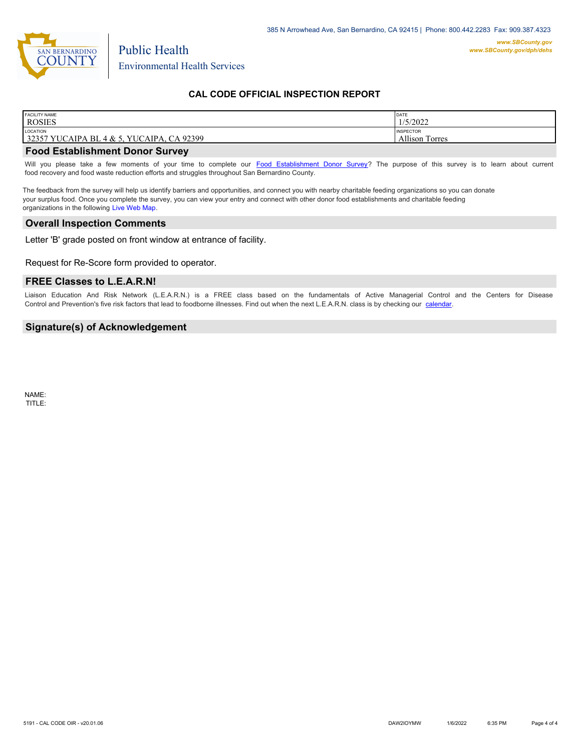385 N Arrowhead Ave, San Bernardino, CA 92415 | Phone: 800.442.2283 Fax: 909.387.4323

www.SBCounty.gov
www.SBCounty.gov/dph/dehs

SAN BERNARDINO COUNTY

Public Health
Environmental Health Services

## CAL CODE OFFICIAL INSPECTION REPORT

| FACILITY NAME | DATE |
|---|---|
| ROSIES | 1/5/2022 |
| **LOCATION** | **INSPECTOR** |
| 32357 YUCAIPA BL 4 & 5, YUCAIPA, CA 92399 | Allison Torres |

## Food Establishment Donor Survey

Will you please take a few moments of your time to complete our Food Establishment Donor Survey? The purpose of this survey is to learn about current food recovery and food waste reduction efforts and struggles throughout San Bernardino County.

The feedback from the survey will help us identify barriers and opportunities, and connect you with nearby charitable feeding organizations so you can donate your surplus food. Once you complete the survey, you can view your entry and connect with other donor food establishments and charitable feeding organizations in the following Live Web Map.

## Overall Inspection Comments

Letter 'B' grade posted on front window at entrance of facility.

Request for Re-Score form provided to operator.

## FREE Classes to L.E.A.R.N!

Liaison Education And Risk Network (L.E.A.R.N.) is a FREE class based on the fundamentals of Active Managerial Control and the Centers for Disease Control and Prevention's five risk factors that lead to foodborne illnesses. Find out when the next L.E.A.R.N. class is by checking our calendar.

## Signature(s) of Acknowledgement

NAME:
TITLE:

5191 - CAL CODE OIR - v20.01.06 DAW2IOYMW 1/6/2022 6:35 PM